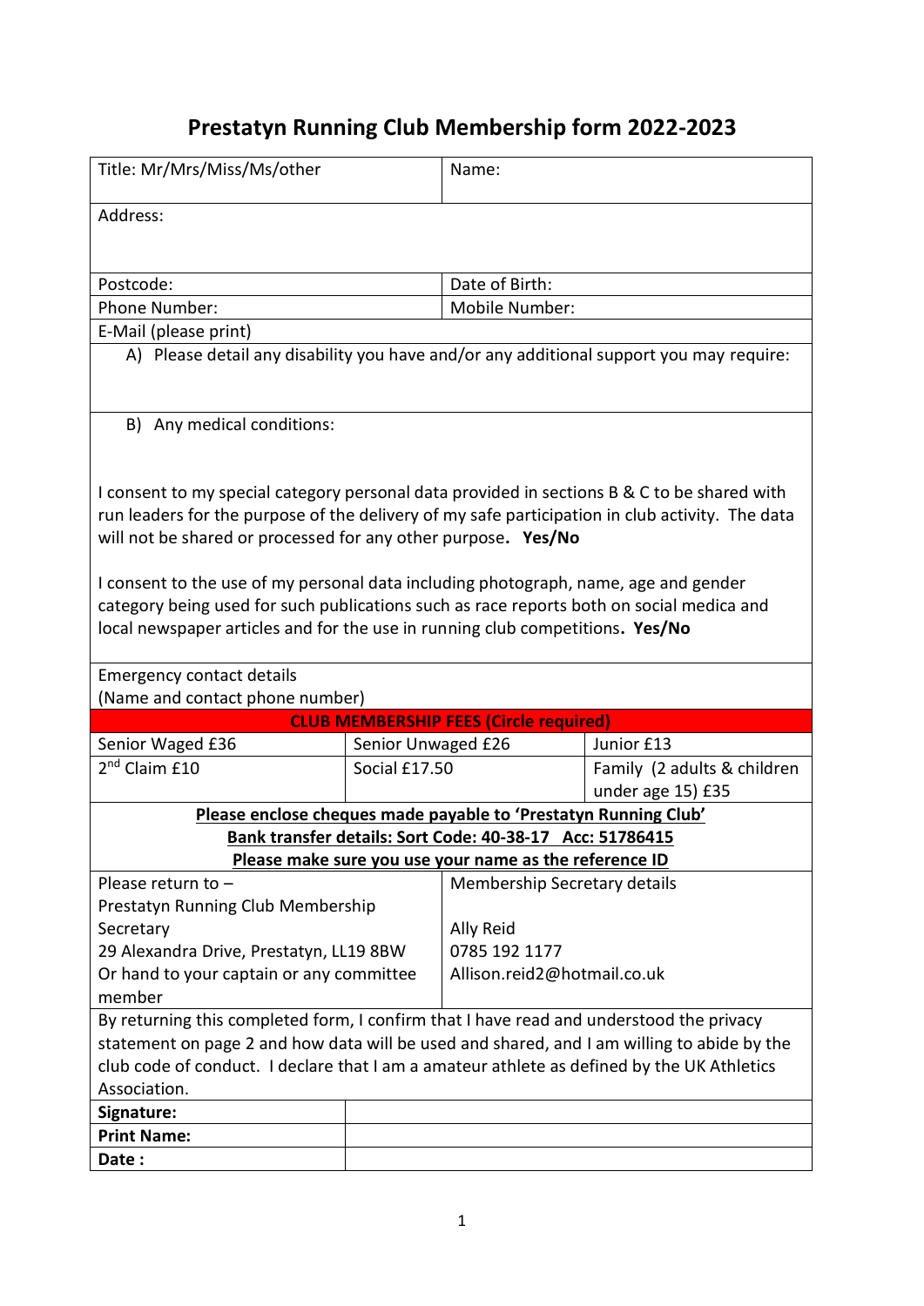# Prestatyn Running Club Membership form 2022-2023

| Title: Mr/Mrs/Miss/Ms/other | Name: |
|---|---|
| Address: | |
| Postcode: | Date of Birth: |
| Phone Number: | Mobile Number: |
| E-Mail (please print) | |

A) Please detail any disability you have and/or any additional support you may require:

B) Any medical conditions:

I consent to my special category personal data provided in sections B & C to be shared with run leaders for the purpose of the delivery of my safe participation in club activity. The data will not be shared or processed for any other purpose. **Yes/No**

I consent to the use of my personal data including photograph, name, age and gender category being used for such publications such as race reports both on social medica and local newspaper articles and for the use in running club competitions. **Yes/No**

Emergency contact details
(Name and contact phone number)

| CLUB MEMBERSHIP FEES (Circle required) | | |
|---|---|---|
| Senior Waged £36 | Senior Unwaged £26 | Junior £13 |
| 2nd Claim £10 | Social £17.50 | Family (2 adults & children under age 15) £35 |

**Please enclose cheques made payable to 'Prestatyn Running Club'**
**Bank transfer details: Sort Code: 40-38-17 Acc: 51786415**
**Please make sure you use your name as the reference ID**

| Please return to – Prestatyn Running Club Membership Secretary<br>29 Alexandra Drive, Prestatyn, LL19 8BW<br>Or hand to your captain or any committee member | Membership Secretary details<br><br>Ally Reid<br>0785 192 1177<br>Allison.reid2@hotmail.co.uk |
|---|---|

By returning this completed form, I confirm that I have read and understood the privacy statement on page 2 and how data will be used and shared, and I am willing to abide by the club code of conduct. I declare that I am a amateur athlete as defined by the UK Athletics Association.

| | |
|---|---|
| **Signature:** | |
| **Print Name:** | |
| **Date :** | |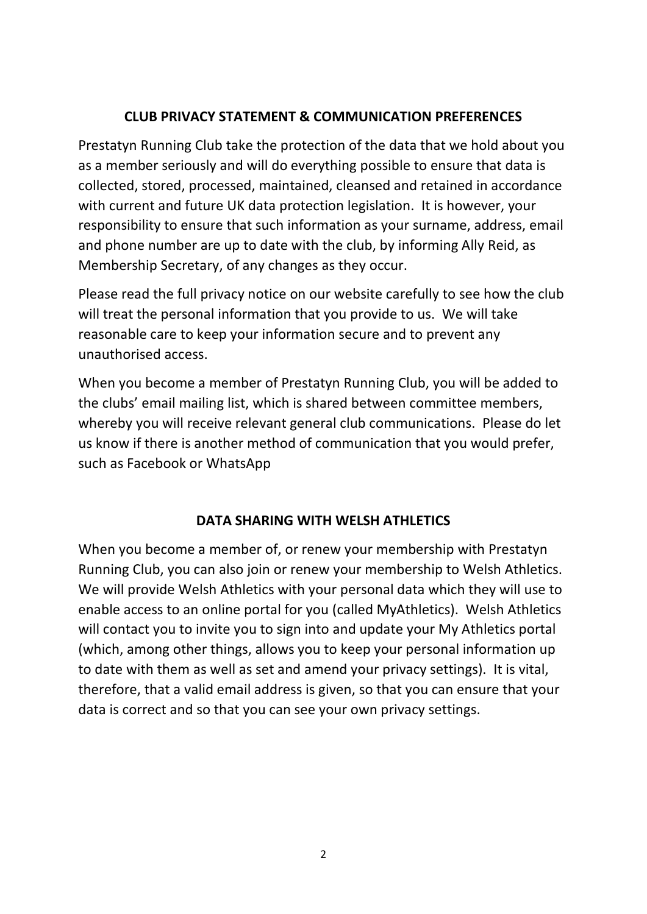## CLUB PRIVACY STATEMENT & COMMUNICATION PREFERENCES

Prestatyn Running Club take the protection of the data that we hold about you as a member seriously and will do everything possible to ensure that data is collected, stored, processed, maintained, cleansed and retained in accordance with current and future UK data protection legislation. It is however, your responsibility to ensure that such information as your surname, address, email and phone number are up to date with the club, by informing Ally Reid, as Membership Secretary, of any changes as they occur.

Please read the full privacy notice on our website carefully to see how the club will treat the personal information that you provide to us. We will take reasonable care to keep your information secure and to prevent any unauthorised access.

When you become a member of Prestatyn Running Club, you will be added to the clubs' email mailing list, which is shared between committee members, whereby you will receive relevant general club communications. Please do let us know if there is another method of communication that you would prefer, such as Facebook or WhatsApp

## DATA SHARING WITH WELSH ATHLETICS

When you become a member of, or renew your membership with Prestatyn Running Club, you can also join or renew your membership to Welsh Athletics. We will provide Welsh Athletics with your personal data which they will use to enable access to an online portal for you (called MyAthletics). Welsh Athletics will contact you to invite you to sign into and update your My Athletics portal (which, among other things, allows you to keep your personal information up to date with them as well as set and amend your privacy settings). It is vital, therefore, that a valid email address is given, so that you can ensure that your data is correct and so that you can see your own privacy settings.